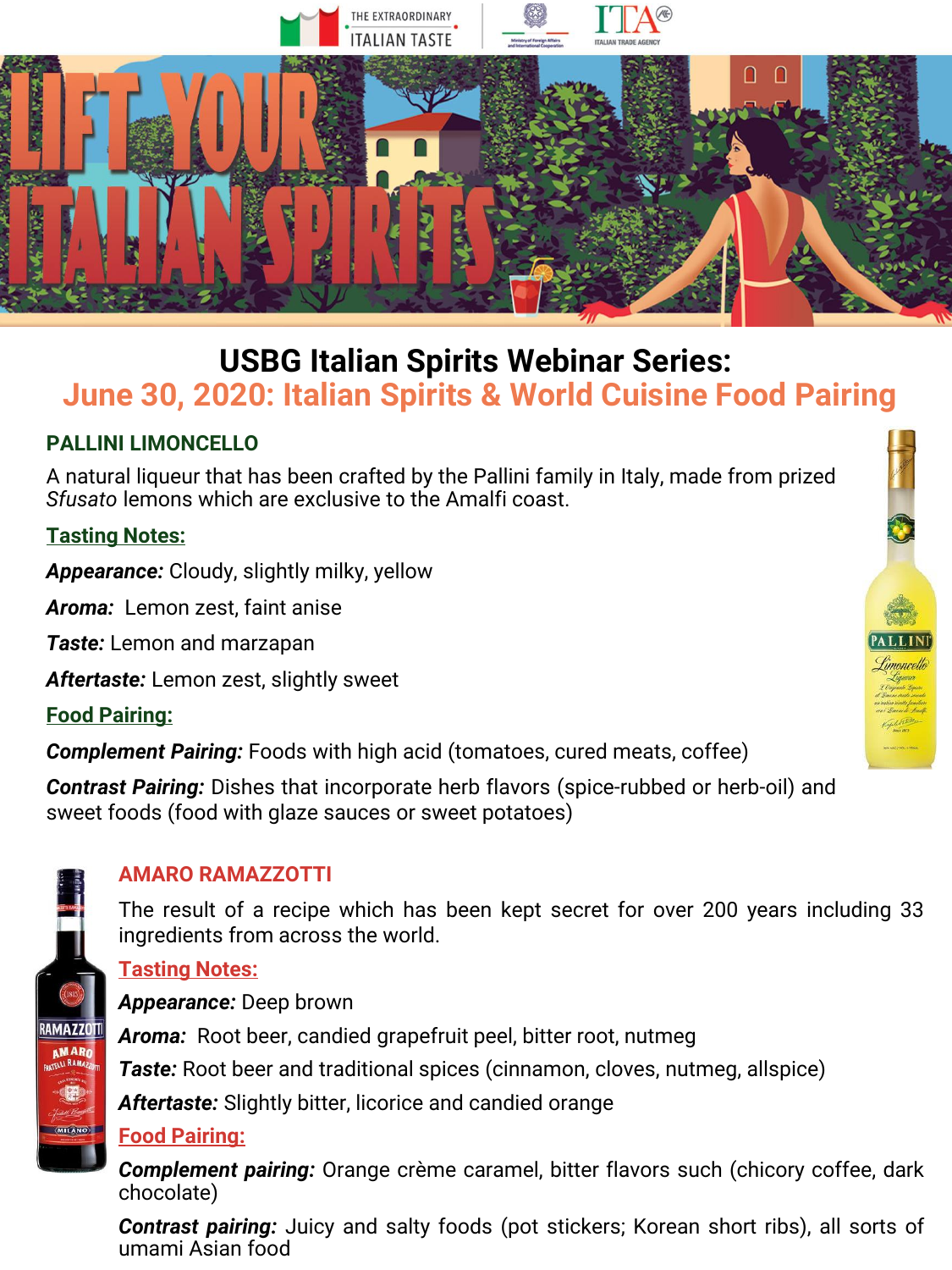THE EXTRAORDINARY ITALIAN TASTE

# LIFT YOUR ITALIAN SPIRITS

## USBG Italian Spirits Webinar Series:
## June 30, 2020: Italian Spirits & World Cuisine Food Pairing

### PALLINI LIMONCELLO

A natural liqueur that has been crafted by the Pallini family in Italy, made from prized *Sfusato* lemons which are exclusive to the Amalfi coast.

**Tasting Notes:**

***Appearance:*** Cloudy, slightly milky, yellow

***Aroma:*** Lemon zest, faint anise

***Taste:*** Lemon and marzapan

***Aftertaste:*** Lemon zest, slightly sweet

**Food Pairing:**

***Complement Pairing:*** Foods with high acid (tomatoes, cured meats, coffee)

***Contrast Pairing:*** Dishes that incorporate herb flavors (spice-rubbed or herb-oil) and sweet foods (food with glaze sauces or sweet potatoes)

### AMARO RAMAZZOTTI

The result of a recipe which has been kept secret for over 200 years including 33 ingredients from across the world.

**Tasting Notes:**

***Appearance:*** Deep brown

***Aroma:*** Root beer, candied grapefruit peel, bitter root, nutmeg

***Taste:*** Root beer and traditional spices (cinnamon, cloves, nutmeg, allspice)

***Aftertaste:*** Slightly bitter, licorice and candied orange

**Food Pairing:**

***Complement pairing:*** Orange crème caramel, bitter flavors such (chicory coffee, dark chocolate)

***Contrast pairing:*** Juicy and salty foods (pot stickers; Korean short ribs), all sorts of umami Asian food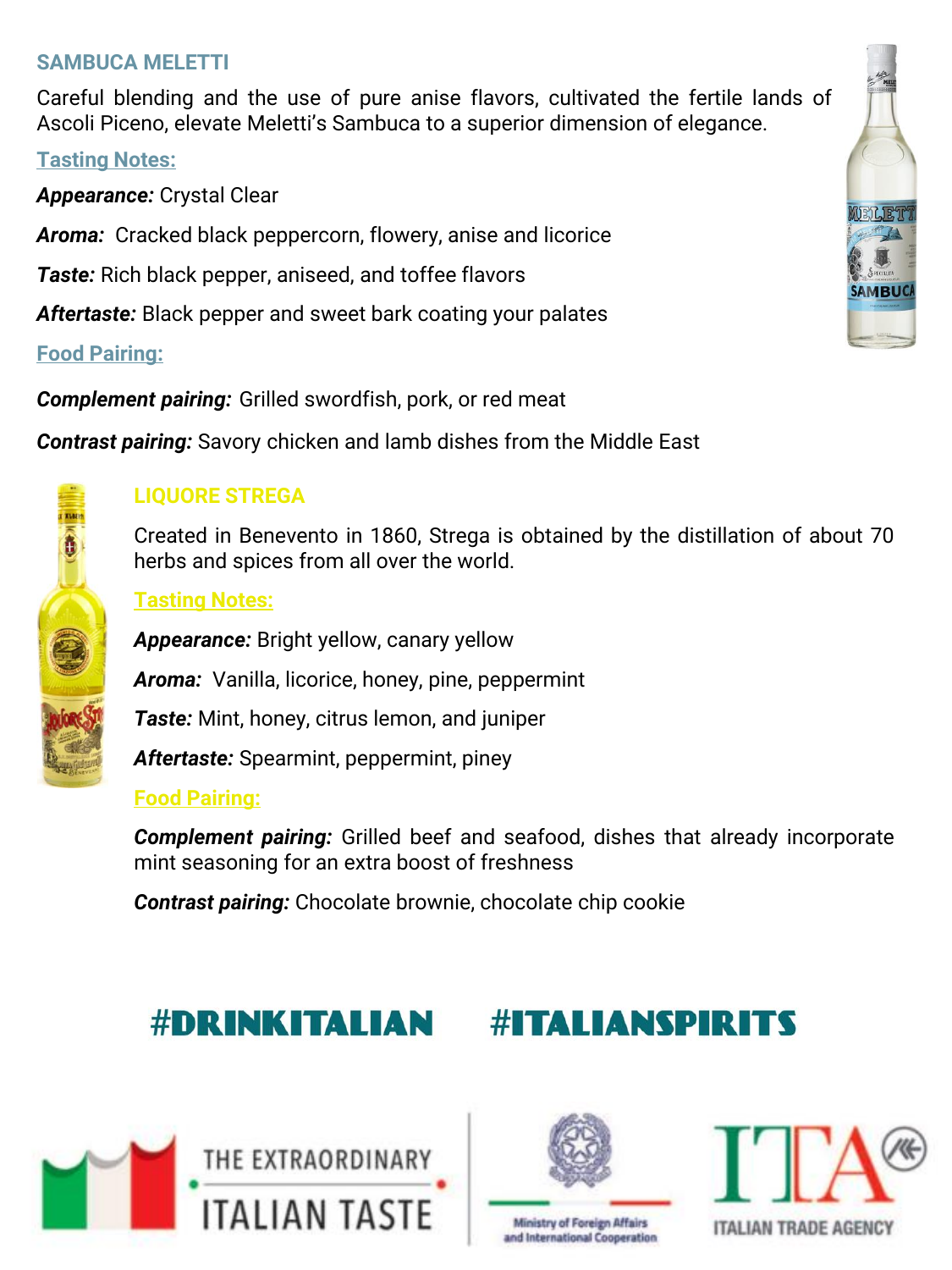## SAMBUCA MELETTI

Careful blending and the use of pure anise flavors, cultivated the fertile lands of Ascoli Piceno, elevate Meletti's Sambuca to a superior dimension of elegance.

### Tasting Notes:

***Appearance:*** Crystal Clear

***Aroma:*** Cracked black peppercorn, flowery, anise and licorice

***Taste:*** Rich black pepper, aniseed, and toffee flavors

***Aftertaste:*** Black pepper and sweet bark coating your palates

### Food Pairing:

***Complement pairing:*** Grilled swordfish, pork, or red meat

***Contrast pairing:*** Savory chicken and lamb dishes from the Middle East

## LIQUORE STREGA

Created in Benevento in 1860, Strega is obtained by the distillation of about 70 herbs and spices from all over the world.

### Tasting Notes:

***Appearance:*** Bright yellow, canary yellow

***Aroma:*** Vanilla, licorice, honey, pine, peppermint

***Taste:*** Mint, honey, citrus lemon, and juniper

***Aftertaste:*** Spearmint, peppermint, piney

### Food Pairing:

***Complement pairing:*** Grilled beef and seafood, dishes that already incorporate mint seasoning for an extra boost of freshness

***Contrast pairing:*** Chocolate brownie, chocolate chip cookie

#DRINKITALIAN #ITALIANSPIRITS

THE EXTRAORDINARY ITALIAN TASTE

Ministry of Foreign Affairs and International Cooperation

ITA ITALIAN TRADE AGENCY